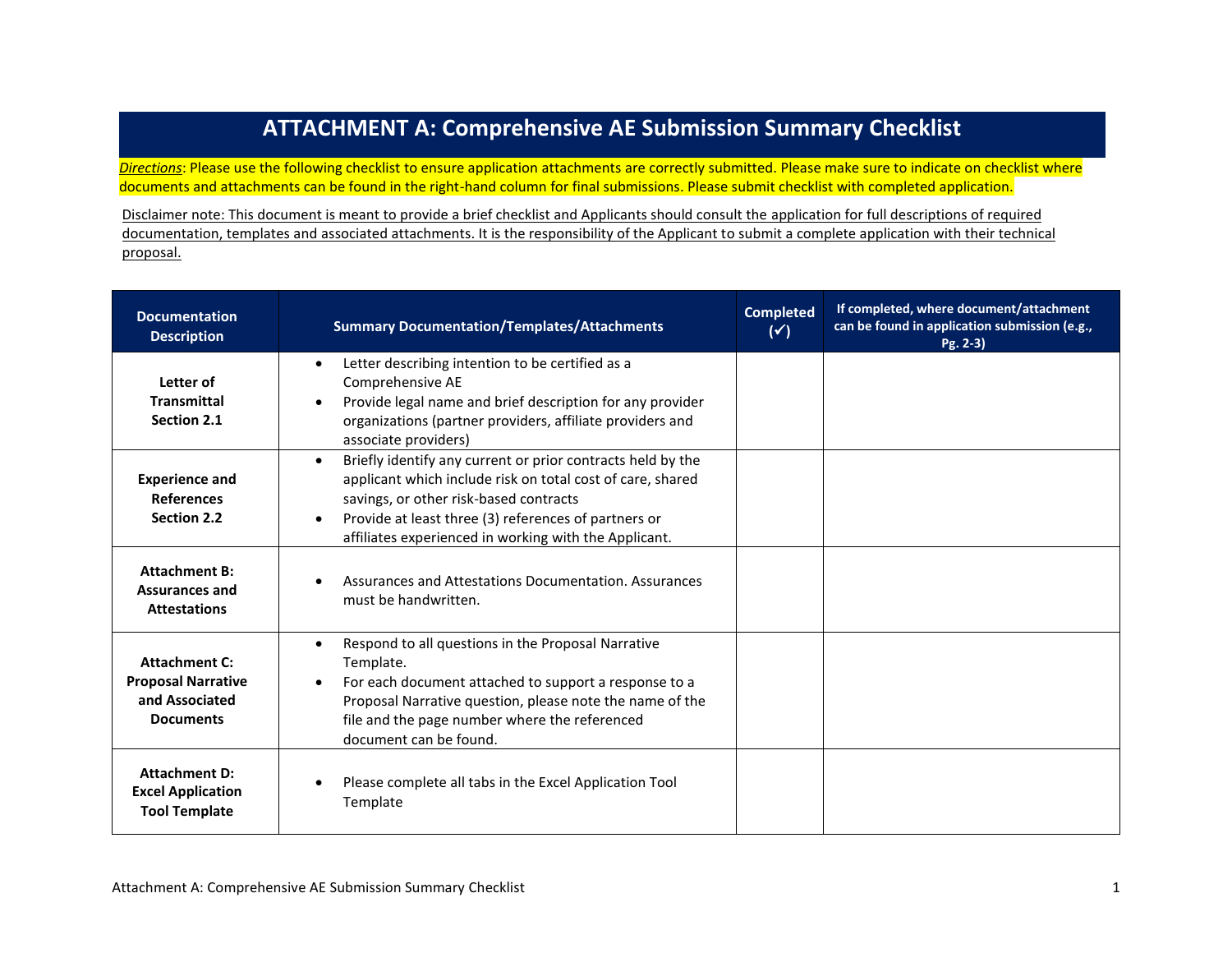# ATTACHMENT A: Comprehensive AE Submission Summary Checklist

*Directions*: Please use the following checklist to ensure application attachments are correctly submitted. Please make sure to indicate on checklist where documents and attachments can be found in the right-hand column for final submissions. Please submit checklist with completed application.

Disclaimer note: This document is meant to provide a brief checklist and Applicants should consult the application for full descriptions of required documentation, templates and associated attachments. It is the responsibility of the Applicant to submit a complete application with their technical proposal.

| Documentation Description | Summary Documentation/Templates/Attachments | Completed (✓) | If completed, where document/attachment can be found in application submission (e.g., Pg. 2-3) |
|---|---|---|---|
| **Letter of Transmittal Section 2.1** | • Letter describing intention to be certified as a Comprehensive AE<br>• Provide legal name and brief description for any provider organizations (partner providers, affiliate providers and associate providers) | | |
| **Experience and References Section 2.2** | • Briefly identify any current or prior contracts held by the applicant which include risk on total cost of care, shared savings, or other risk-based contracts<br>• Provide at least three (3) references of partners or affiliates experienced in working with the Applicant. | | |
| **Attachment B: Assurances and Attestations** | • Assurances and Attestations Documentation. Assurances must be handwritten. | | |
| **Attachment C: Proposal Narrative and Associated Documents** | • Respond to all questions in the Proposal Narrative Template.<br>• For each document attached to support a response to a Proposal Narrative question, please note the name of the file and the page number where the referenced document can be found. | | |
| **Attachment D: Excel Application Tool Template** | • Please complete all tabs in the Excel Application Tool Template | | |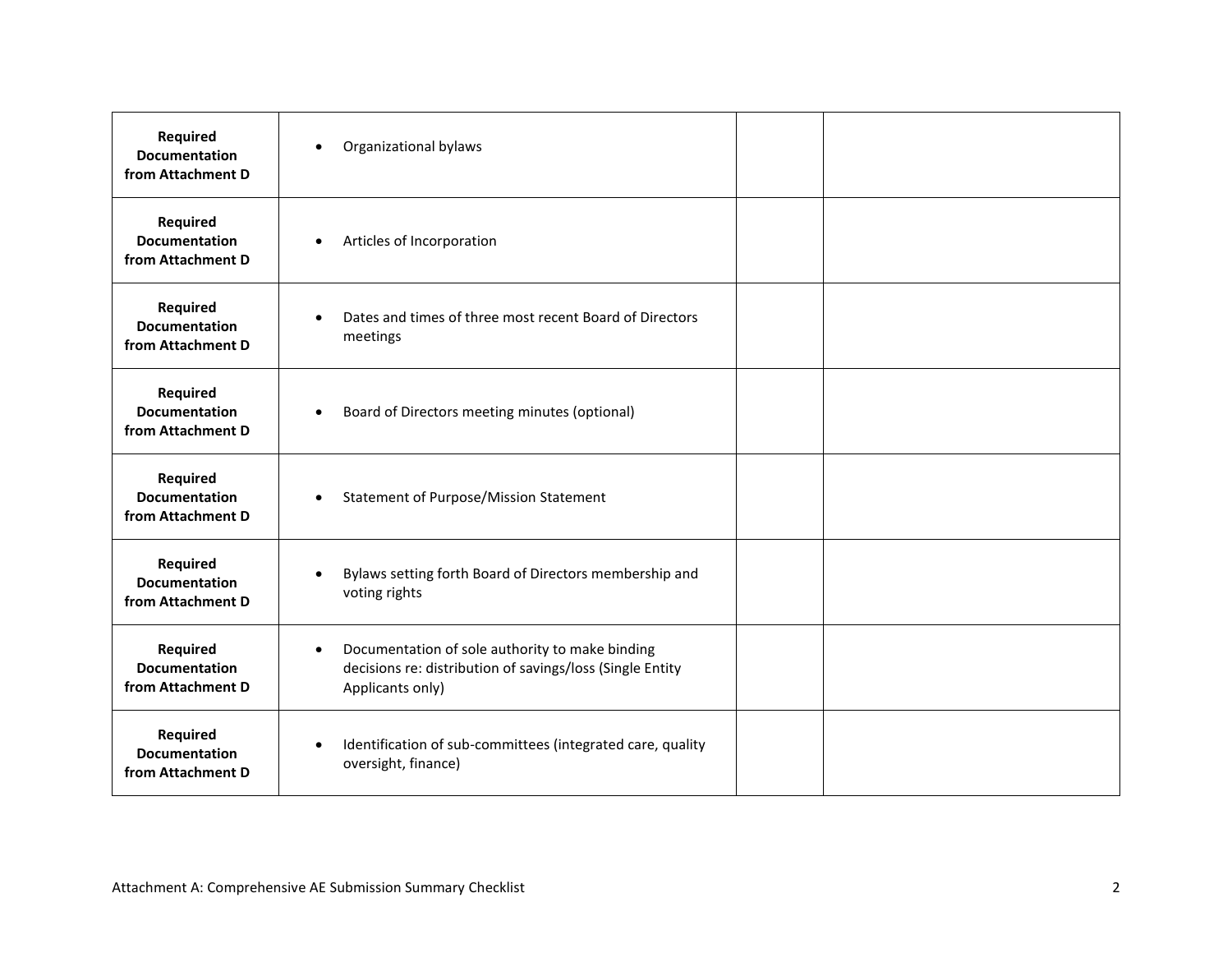| | | | |
|---|---|---|---|
| **Required Documentation from Attachment D** | • Organizational bylaws | | |
| **Required Documentation from Attachment D** | • Articles of Incorporation | | |
| **Required Documentation from Attachment D** | • Dates and times of three most recent Board of Directors meetings | | |
| **Required Documentation from Attachment D** | • Board of Directors meeting minutes (optional) | | |
| **Required Documentation from Attachment D** | • Statement of Purpose/Mission Statement | | |
| **Required Documentation from Attachment D** | • Bylaws setting forth Board of Directors membership and voting rights | | |
| **Required Documentation from Attachment D** | • Documentation of sole authority to make binding decisions re: distribution of savings/loss (Single Entity Applicants only) | | |
| **Required Documentation from Attachment D** | • Identification of sub-committees (integrated care, quality oversight, finance) | | |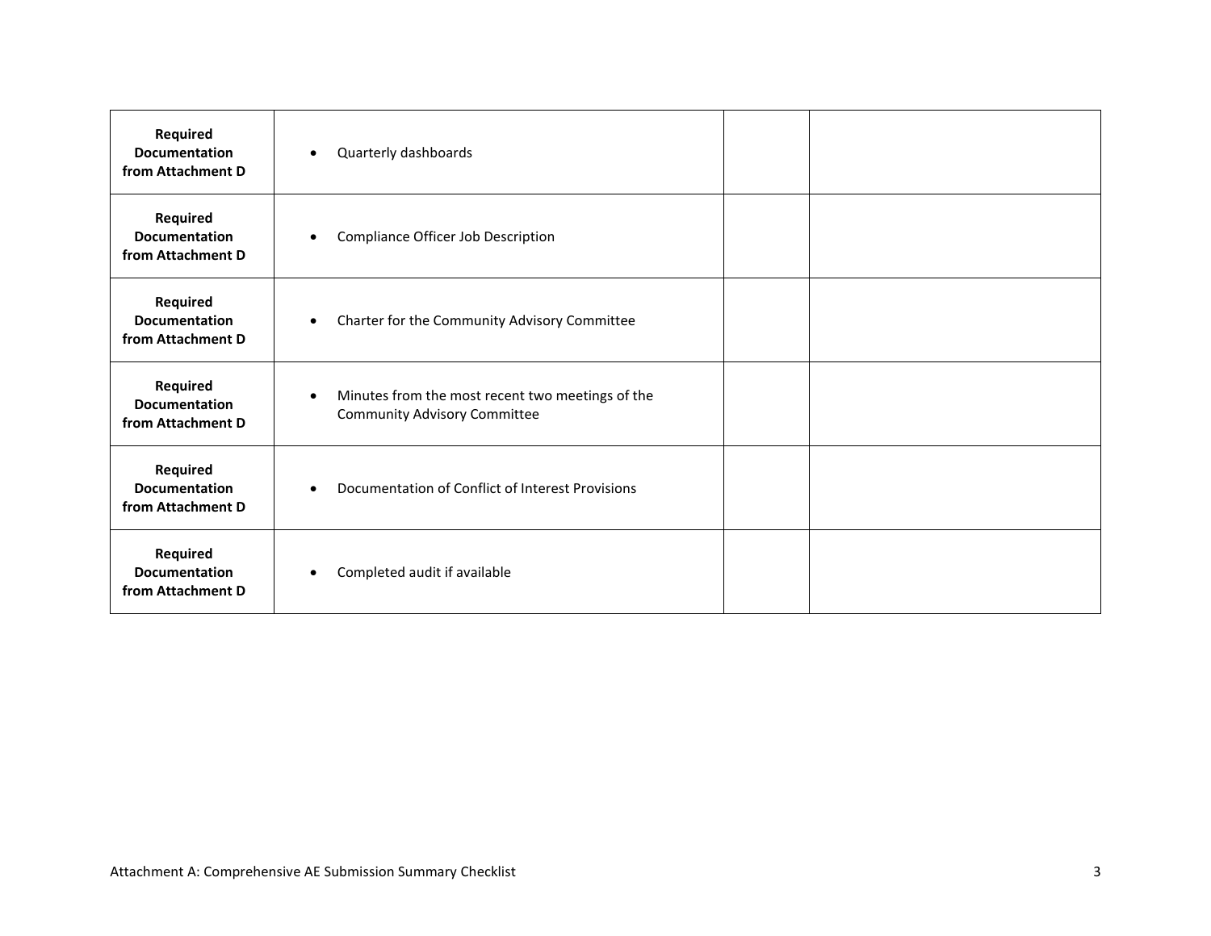| | | | |
|---|---|---|---|
| **Required Documentation from Attachment D** | • Quarterly dashboards | | |
| **Required Documentation from Attachment D** | • Compliance Officer Job Description | | |
| **Required Documentation from Attachment D** | • Charter for the Community Advisory Committee | | |
| **Required Documentation from Attachment D** | • Minutes from the most recent two meetings of the Community Advisory Committee | | |
| **Required Documentation from Attachment D** | • Documentation of Conflict of Interest Provisions | | |
| **Required Documentation from Attachment D** | • Completed audit if available | | |